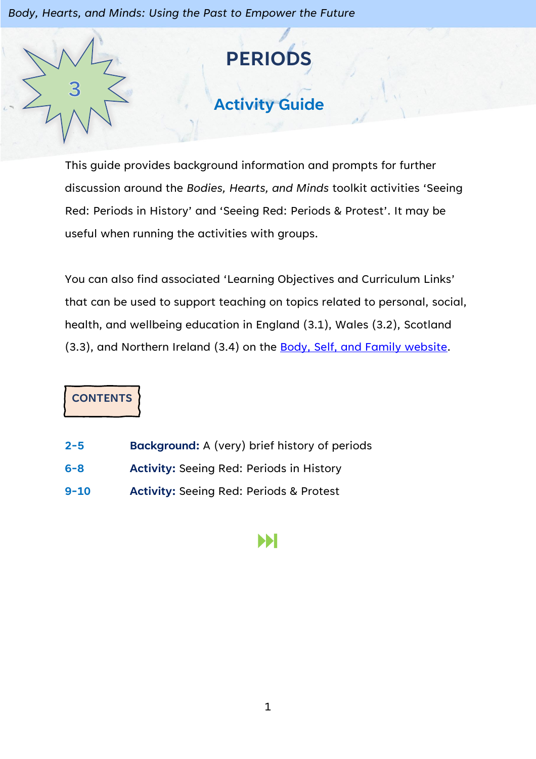3

# PERIODS

## Activity Guide

This guide provides background information and prompts for further discussion around the *Bodies, Hearts, and Minds* toolkit activities 'Seeing Red: Periods in History' and 'Seeing Red: Periods & Protest'. It may be useful when running the activities with groups.

You can also find associated 'Learning Objectives and Curriculum Links' that can be used to support teaching on topics related to personal, social, health, and wellbeing education in England (3.1), Wales (3.2), Scotland (3.3), and Northern Ireland (3.4) on the Body, Self, and Family website.

### CONTENTS

| | |
|---|---|
| **2-5** | **Background:** A (very) brief history of periods |
| **6-8** | **Activity:** Seeing Red: Periods in History |
| **9-10** | **Activity:** Seeing Red: Periods & Protest |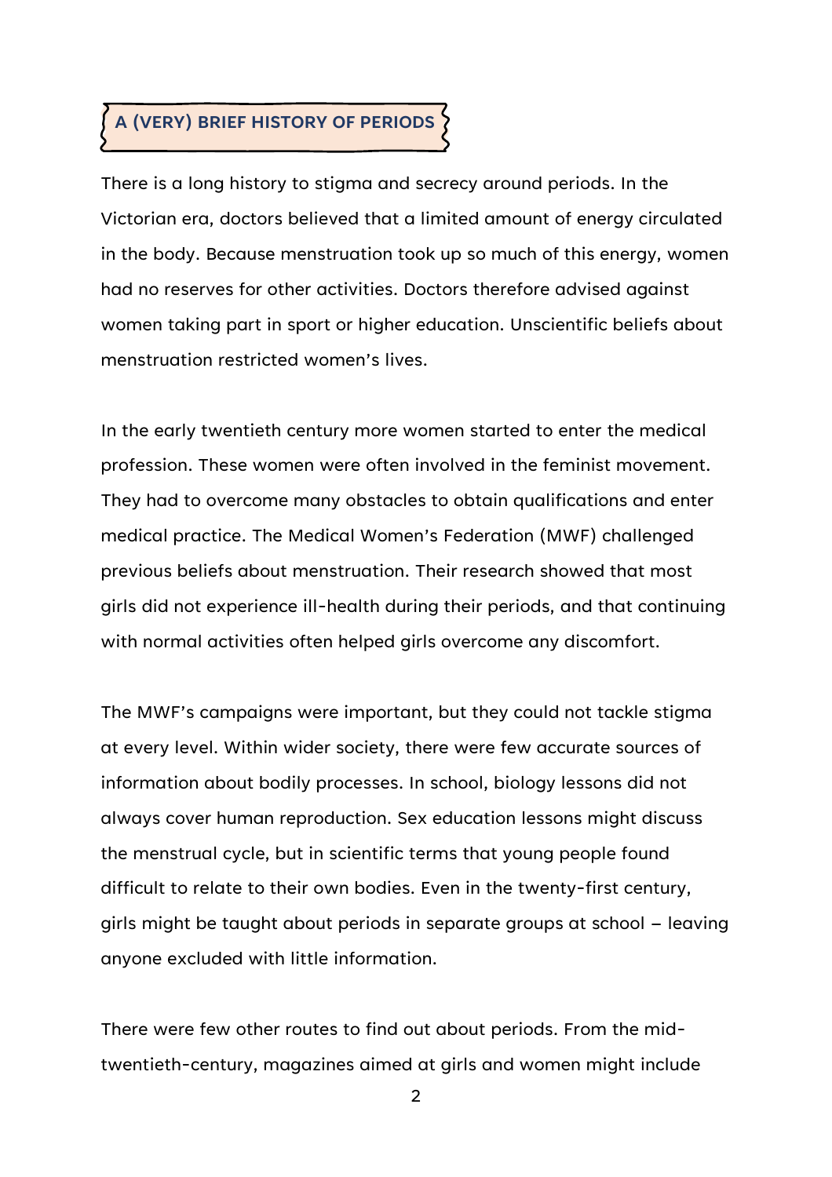## A (VERY) BRIEF HISTORY OF PERIODS

There is a long history to stigma and secrecy around periods. In the Victorian era, doctors believed that a limited amount of energy circulated in the body. Because menstruation took up so much of this energy, women had no reserves for other activities. Doctors therefore advised against women taking part in sport or higher education. Unscientific beliefs about menstruation restricted women's lives.

In the early twentieth century more women started to enter the medical profession. These women were often involved in the feminist movement. They had to overcome many obstacles to obtain qualifications and enter medical practice. The Medical Women's Federation (MWF) challenged previous beliefs about menstruation. Their research showed that most girls did not experience ill-health during their periods, and that continuing with normal activities often helped girls overcome any discomfort.

The MWF's campaigns were important, but they could not tackle stigma at every level. Within wider society, there were few accurate sources of information about bodily processes. In school, biology lessons did not always cover human reproduction. Sex education lessons might discuss the menstrual cycle, but in scientific terms that young people found difficult to relate to their own bodies. Even in the twenty-first century, girls might be taught about periods in separate groups at school – leaving anyone excluded with little information.

There were few other routes to find out about periods. From the mid-twentieth-century, magazines aimed at girls and women might include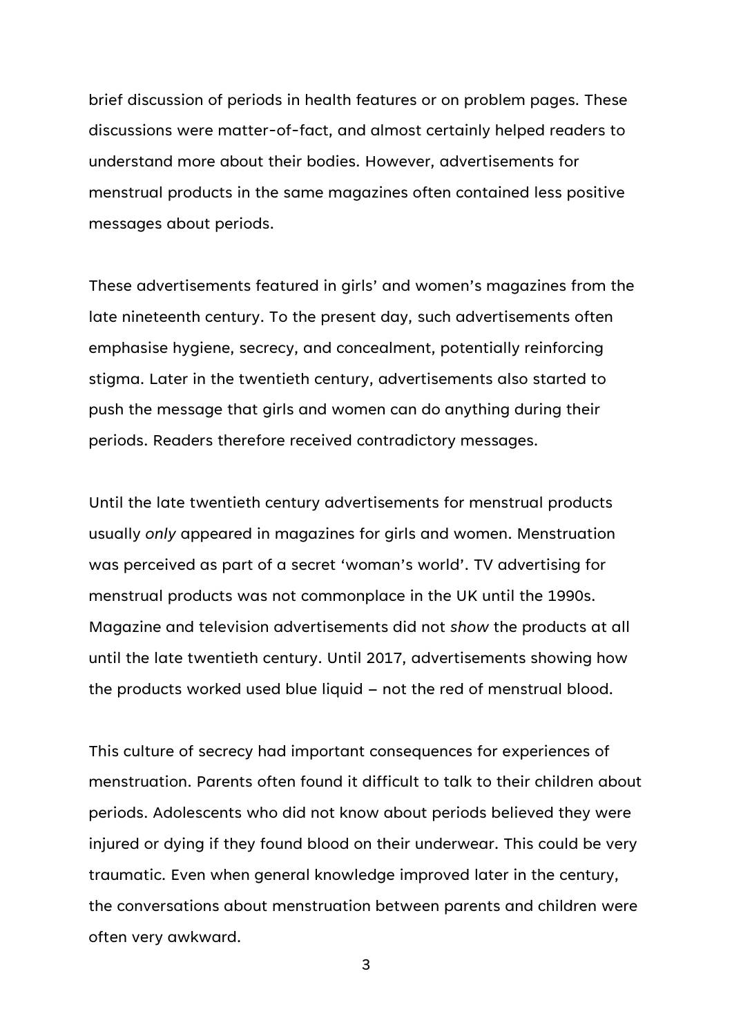brief discussion of periods in health features or on problem pages. These discussions were matter-of-fact, and almost certainly helped readers to understand more about their bodies. However, advertisements for menstrual products in the same magazines often contained less positive messages about periods.

These advertisements featured in girls' and women's magazines from the late nineteenth century. To the present day, such advertisements often emphasise hygiene, secrecy, and concealment, potentially reinforcing stigma. Later in the twentieth century, advertisements also started to push the message that girls and women can do anything during their periods. Readers therefore received contradictory messages.

Until the late twentieth century advertisements for menstrual products usually *only* appeared in magazines for girls and women. Menstruation was perceived as part of a secret 'woman's world'. TV advertising for menstrual products was not commonplace in the UK until the 1990s. Magazine and television advertisements did not *show* the products at all until the late twentieth century. Until 2017, advertisements showing how the products worked used blue liquid – not the red of menstrual blood.

This culture of secrecy had important consequences for experiences of menstruation. Parents often found it difficult to talk to their children about periods. Adolescents who did not know about periods believed they were injured or dying if they found blood on their underwear. This could be very traumatic. Even when general knowledge improved later in the century, the conversations about menstruation between parents and children were often very awkward.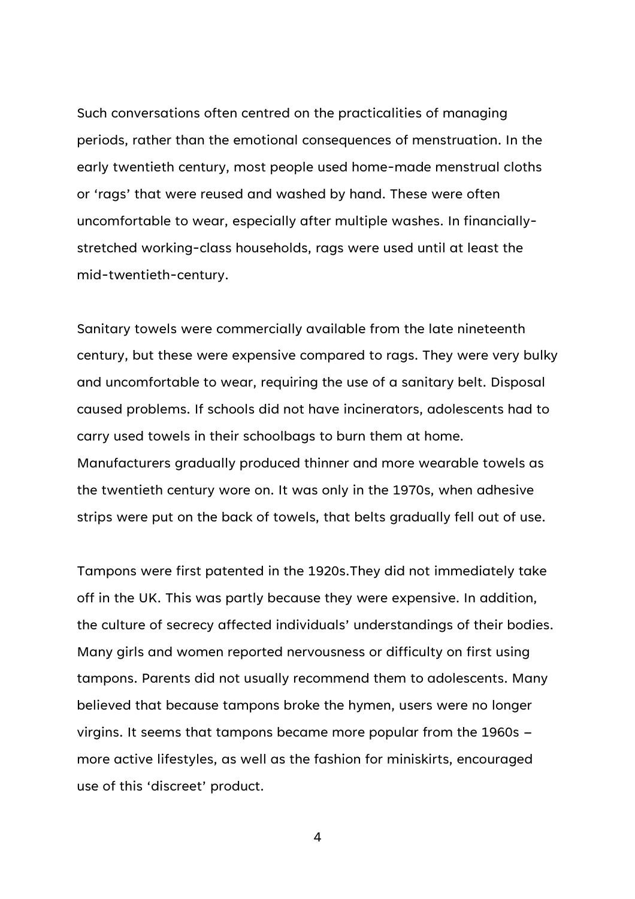Such conversations often centred on the practicalities of managing periods, rather than the emotional consequences of menstruation. In the early twentieth century, most people used home-made menstrual cloths or 'rags' that were reused and washed by hand. These were often uncomfortable to wear, especially after multiple washes. In financially-stretched working-class households, rags were used until at least the mid-twentieth-century.

Sanitary towels were commercially available from the late nineteenth century, but these were expensive compared to rags. They were very bulky and uncomfortable to wear, requiring the use of a sanitary belt. Disposal caused problems. If schools did not have incinerators, adolescents had to carry used towels in their schoolbags to burn them at home. Manufacturers gradually produced thinner and more wearable towels as the twentieth century wore on. It was only in the 1970s, when adhesive strips were put on the back of towels, that belts gradually fell out of use.

Tampons were first patented in the 1920s.They did not immediately take off in the UK. This was partly because they were expensive. In addition, the culture of secrecy affected individuals' understandings of their bodies. Many girls and women reported nervousness or difficulty on first using tampons. Parents did not usually recommend them to adolescents. Many believed that because tampons broke the hymen, users were no longer virgins. It seems that tampons became more popular from the 1960s – more active lifestyles, as well as the fashion for miniskirts, encouraged use of this 'discreet' product.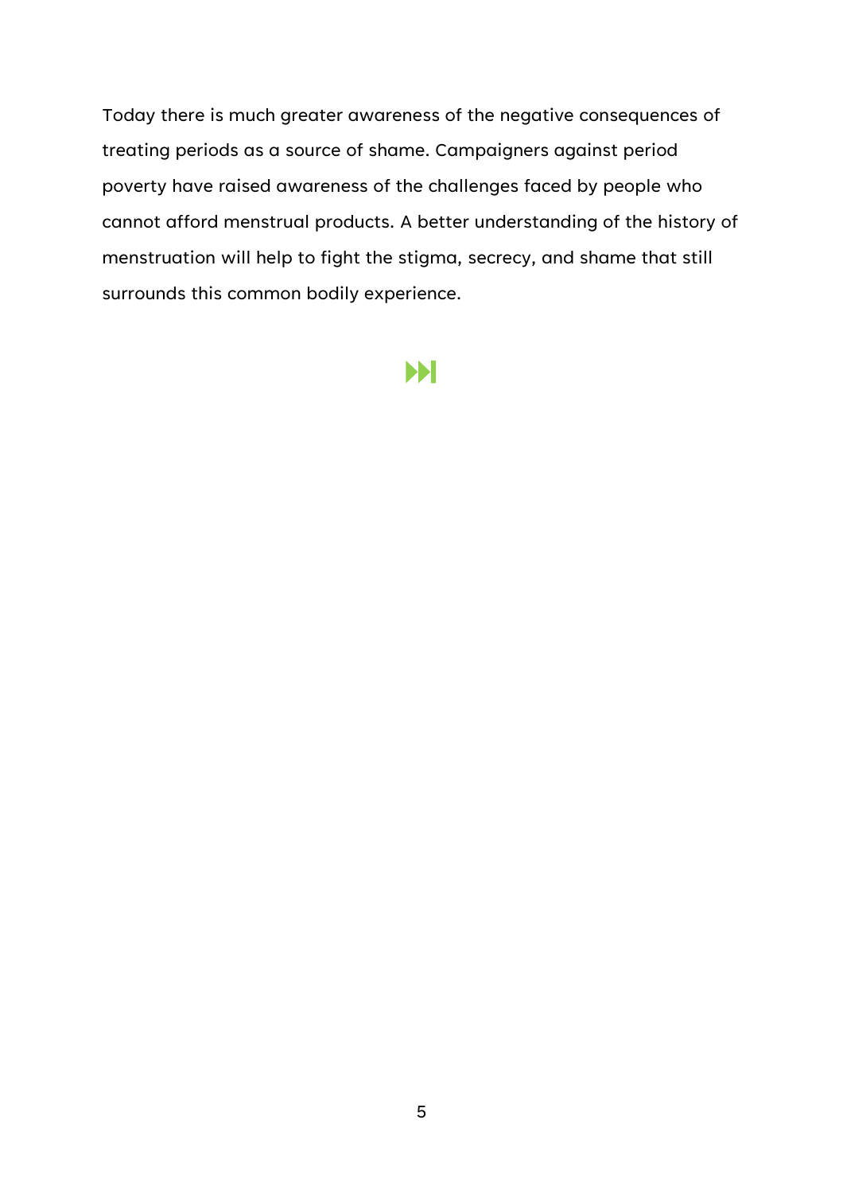Today there is much greater awareness of the negative consequences of treating periods as a source of shame. Campaigners against period poverty have raised awareness of the challenges faced by people who cannot afford menstrual products. A better understanding of the history of menstruation will help to fight the stigma, secrecy, and shame that still surrounds this common bodily experience.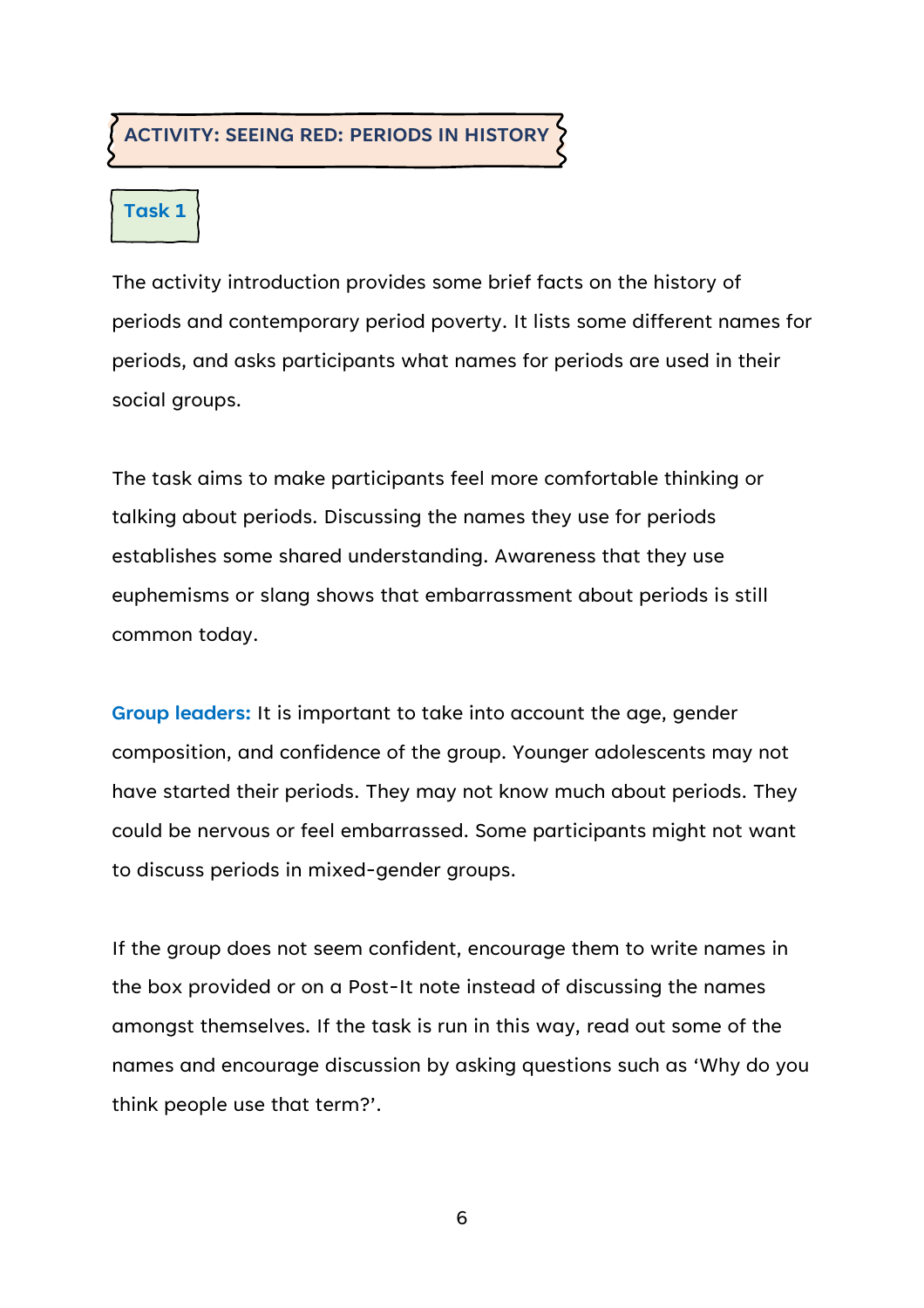## ACTIVITY: SEEING RED: PERIODS IN HISTORY

### Task 1

The activity introduction provides some brief facts on the history of periods and contemporary period poverty. It lists some different names for periods, and asks participants what names for periods are used in their social groups.

The task aims to make participants feel more comfortable thinking or talking about periods. Discussing the names they use for periods establishes some shared understanding. Awareness that they use euphemisms or slang shows that embarrassment about periods is still common today.

**Group leaders:** It is important to take into account the age, gender composition, and confidence of the group. Younger adolescents may not have started their periods. They may not know much about periods. They could be nervous or feel embarrassed. Some participants might not want to discuss periods in mixed-gender groups.

If the group does not seem confident, encourage them to write names in the box provided or on a Post-It note instead of discussing the names amongst themselves. If the task is run in this way, read out some of the names and encourage discussion by asking questions such as 'Why do you think people use that term?'.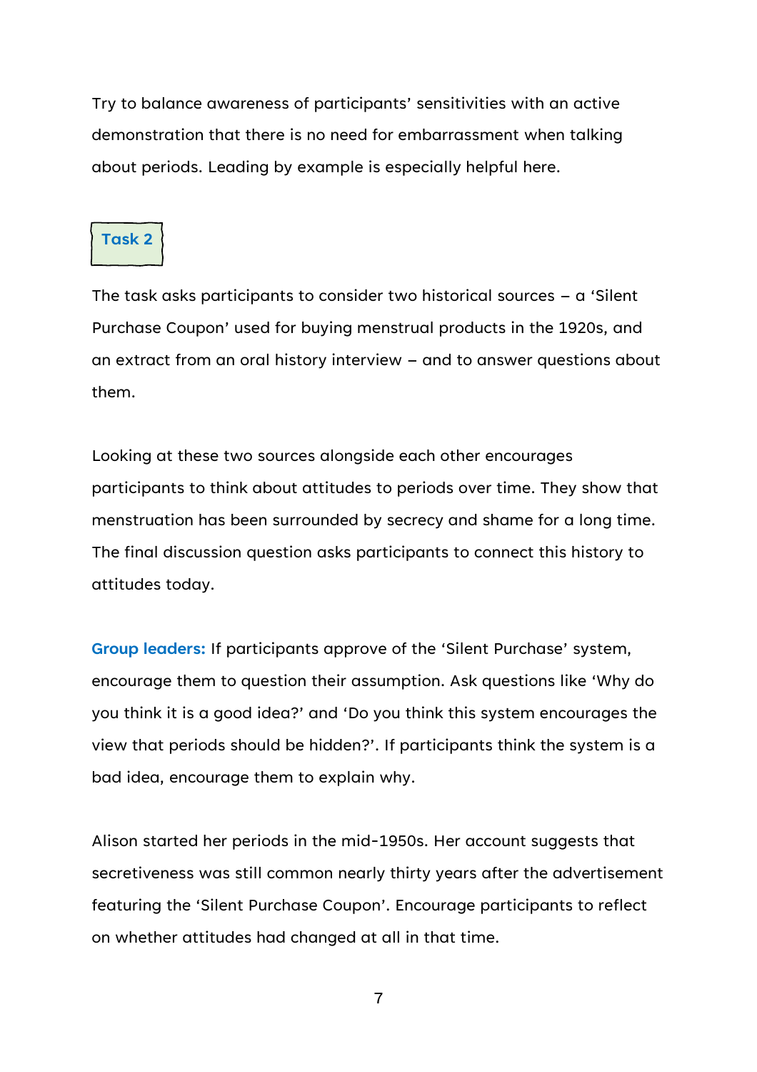Try to balance awareness of participants' sensitivities with an active demonstration that there is no need for embarrassment when talking about periods. Leading by example is especially helpful here.

### Task 2

The task asks participants to consider two historical sources – a 'Silent Purchase Coupon' used for buying menstrual products in the 1920s, and an extract from an oral history interview – and to answer questions about them.

Looking at these two sources alongside each other encourages participants to think about attitudes to periods over time. They show that menstruation has been surrounded by secrecy and shame for a long time. The final discussion question asks participants to connect this history to attitudes today.

**Group leaders:** If participants approve of the 'Silent Purchase' system, encourage them to question their assumption. Ask questions like 'Why do you think it is a good idea?' and 'Do you think this system encourages the view that periods should be hidden?'. If participants think the system is a bad idea, encourage them to explain why.

Alison started her periods in the mid-1950s. Her account suggests that secretiveness was still common nearly thirty years after the advertisement featuring the 'Silent Purchase Coupon'. Encourage participants to reflect on whether attitudes had changed at all in that time.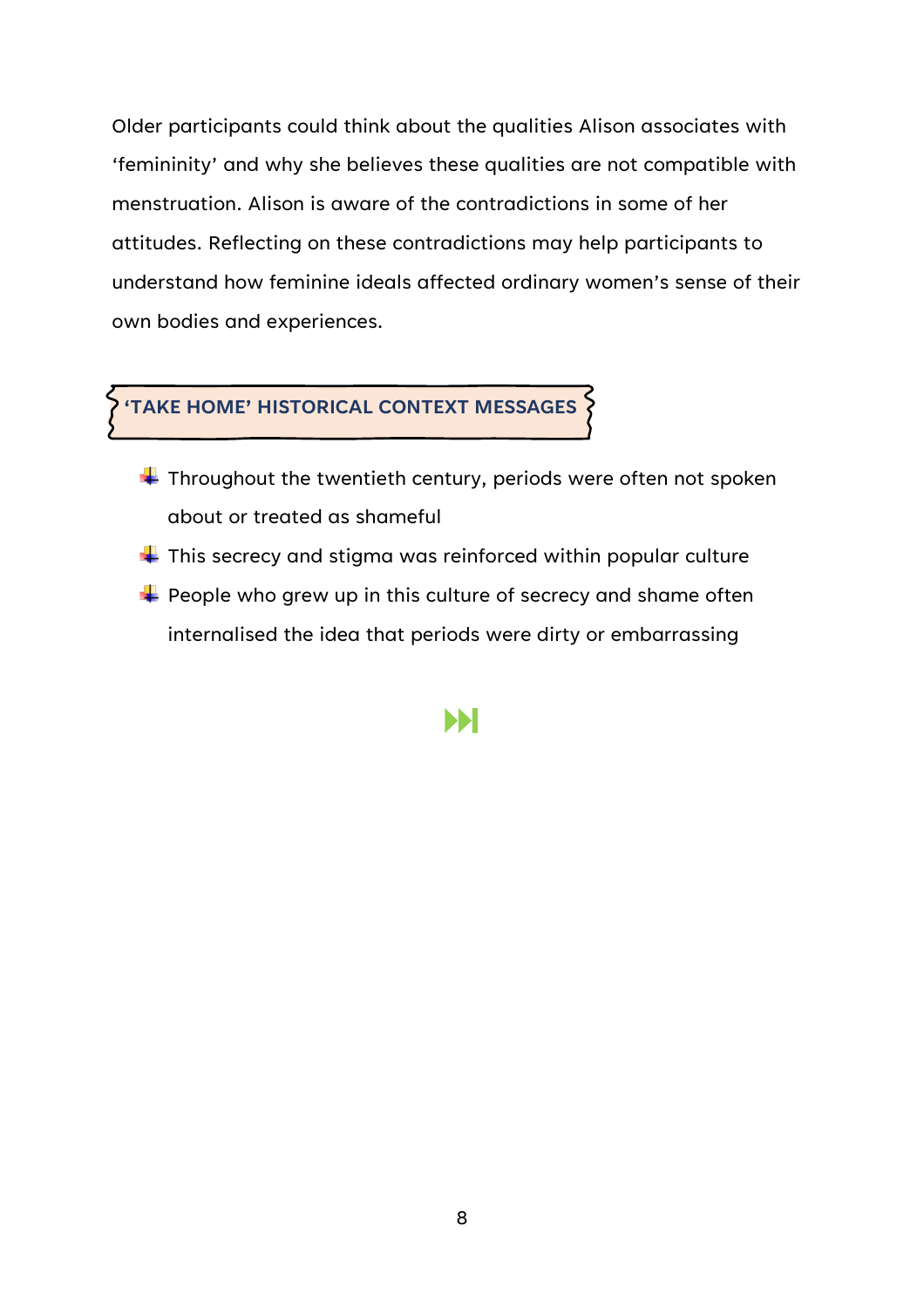Older participants could think about the qualities Alison associates with ‘femininity’ and why she believes these qualities are not compatible with menstruation. Alison is aware of the contradictions in some of her attitudes. Reflecting on these contradictions may help participants to understand how feminine ideals affected ordinary women’s sense of their own bodies and experiences.

## ‘TAKE HOME’ HISTORICAL CONTEXT MESSAGES

- Throughout the twentieth century, periods were often not spoken about or treated as shameful
- This secrecy and stigma was reinforced within popular culture
- People who grew up in this culture of secrecy and shame often internalised the idea that periods were dirty or embarrassing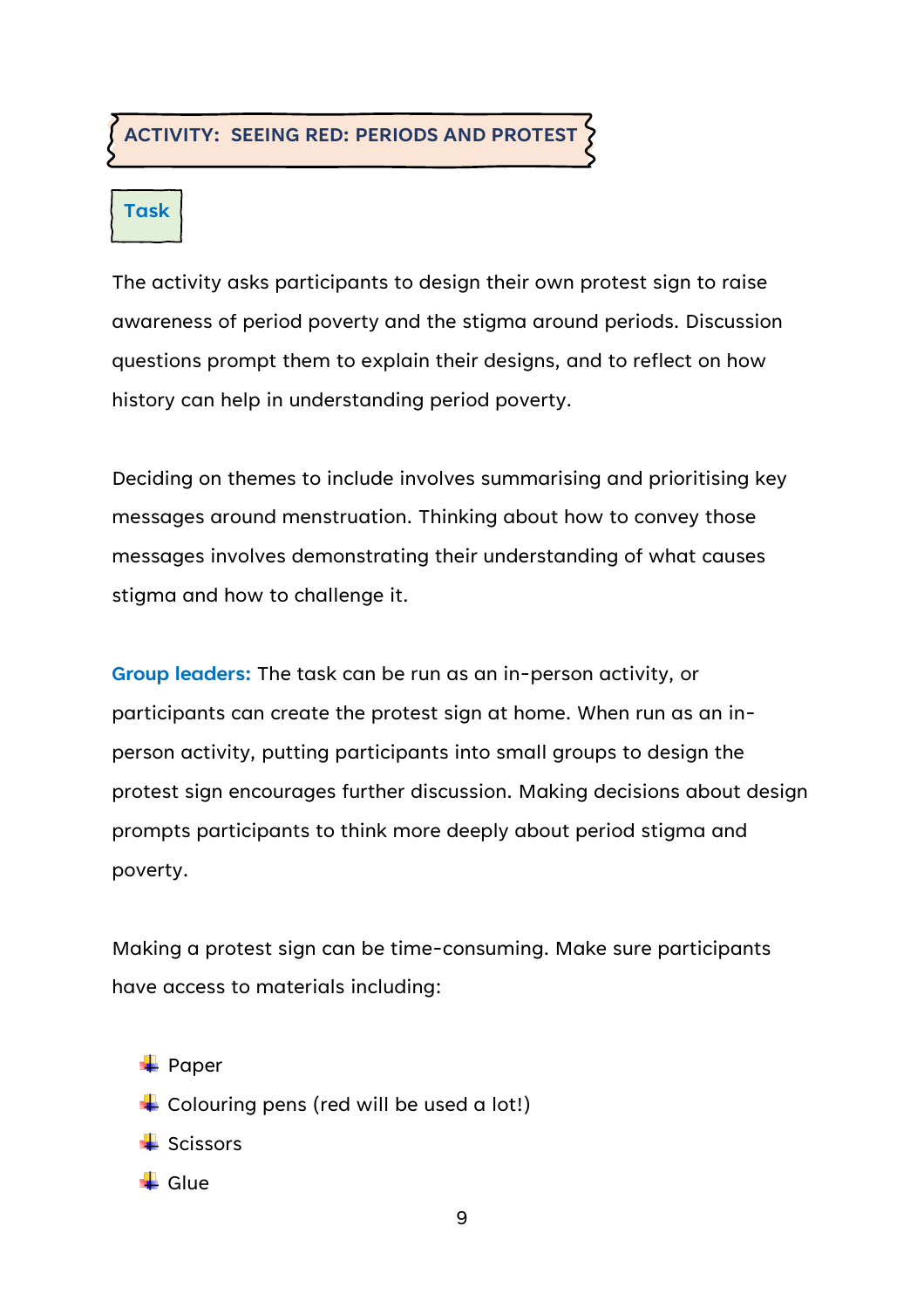## ACTIVITY: SEEING RED: PERIODS AND PROTEST

### Task

The activity asks participants to design their own protest sign to raise awareness of period poverty and the stigma around periods. Discussion questions prompt them to explain their designs, and to reflect on how history can help in understanding period poverty.

Deciding on themes to include involves summarising and prioritising key messages around menstruation. Thinking about how to convey those messages involves demonstrating their understanding of what causes stigma and how to challenge it.

**Group leaders:** The task can be run as an in-person activity, or participants can create the protest sign at home. When run as an in-person activity, putting participants into small groups to design the protest sign encourages further discussion. Making decisions about design prompts participants to think more deeply about period stigma and poverty.

Making a protest sign can be time-consuming. Make sure participants have access to materials including:

- Paper
- Colouring pens (red will be used a lot!)
- Scissors
- Glue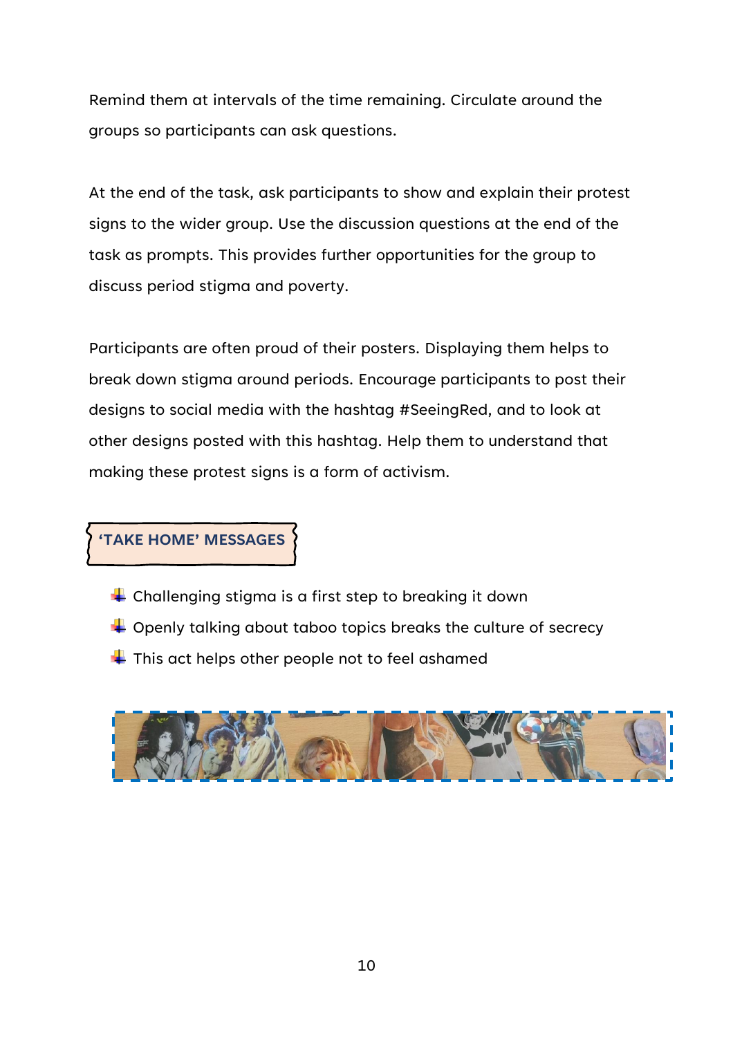Remind them at intervals of the time remaining. Circulate around the groups so participants can ask questions.

At the end of the task, ask participants to show and explain their protest signs to the wider group. Use the discussion questions at the end of the task as prompts. This provides further opportunities for the group to discuss period stigma and poverty.

Participants are often proud of their posters. Displaying them helps to break down stigma around periods. Encourage participants to post their designs to social media with the hashtag #SeeingRed, and to look at other designs posted with this hashtag. Help them to understand that making these protest signs is a form of activism.

## 'TAKE HOME' MESSAGES

- Challenging stigma is a first step to breaking it down
- Openly talking about taboo topics breaks the culture of secrecy
- This act helps other people not to feel ashamed